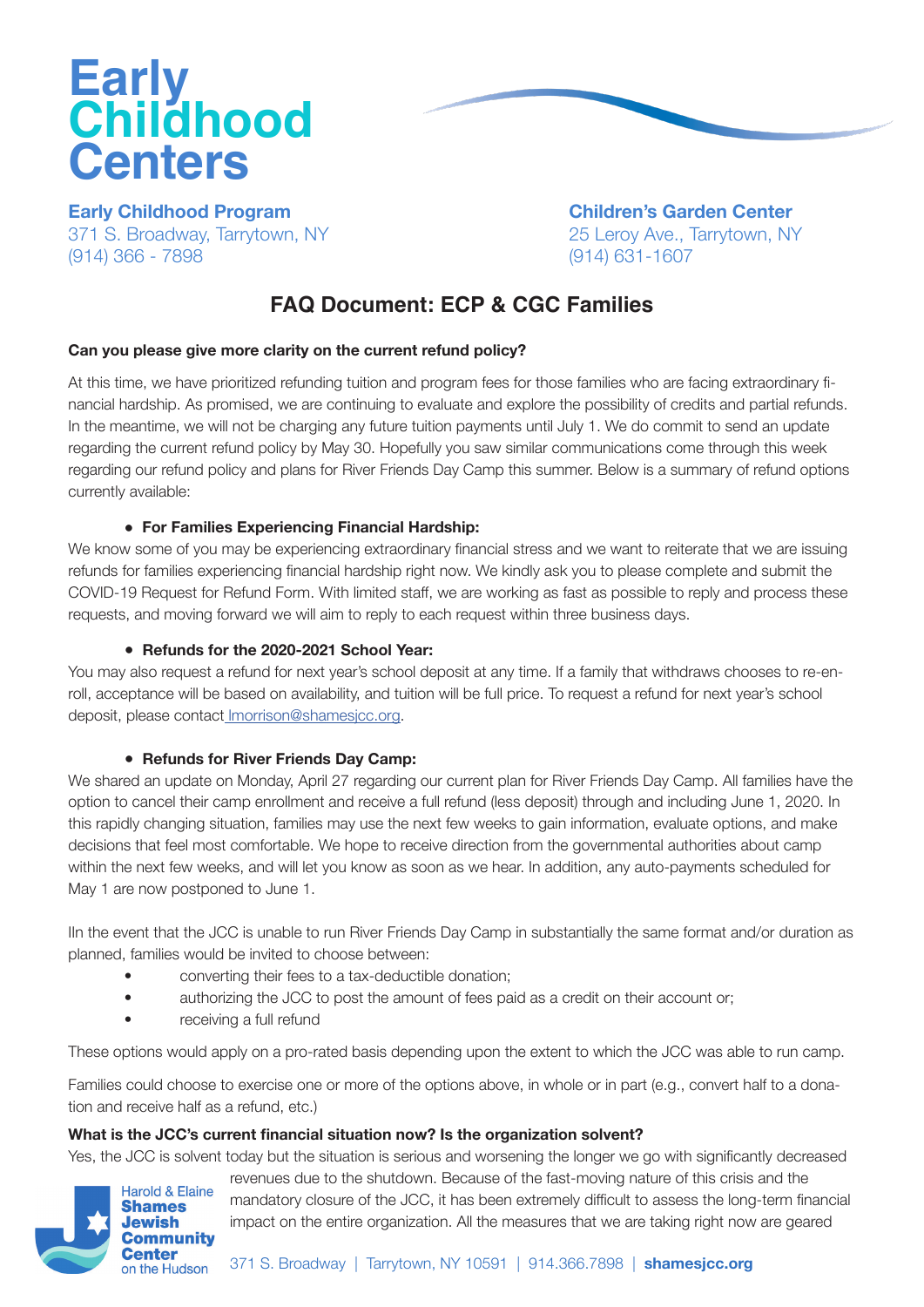# Early Childhood Centers

**Early Childhood Program**
371 S. Broadway, Tarrytown, NY
(914) 366 - 7898

**Children's Garden Center**
25 Leroy Ave., Tarrytown, NY
(914) 631-1607

## FAQ Document: ECP & CGC Families

**Can you please give more clarity on the current refund policy?**

At this time, we have prioritized refunding tuition and program fees for those families who are facing extraordinary financial hardship. As promised, we are continuing to evaluate and explore the possibility of credits and partial refunds. In the meantime, we will not be charging any future tuition payments until July 1. We do commit to send an update regarding the current refund policy by May 30. Hopefully you saw similar communications come through this week regarding our refund policy and plans for River Friends Day Camp this summer. Below is a summary of refund options currently available:

- **For Families Experiencing Financial Hardship:**

We know some of you may be experiencing extraordinary financial stress and we want to reiterate that we are issuing refunds for families experiencing financial hardship right now. We kindly ask you to please complete and submit the COVID-19 Request for Refund Form. With limited staff, we are working as fast as possible to reply and process these requests, and moving forward we will aim to reply to each request within three business days.

- **Refunds for the 2020-2021 School Year:**

You may also request a refund for next year's school deposit at any time. If a family that withdraws chooses to re-enroll, acceptance will be based on availability, and tuition will be full price. To request a refund for next year's school deposit, please contact lmorrison@shamesjcc.org.

- **Refunds for River Friends Day Camp:**

We shared an update on Monday, April 27 regarding our current plan for River Friends Day Camp. All families have the option to cancel their camp enrollment and receive a full refund (less deposit) through and including June 1, 2020. In this rapidly changing situation, families may use the next few weeks to gain information, evaluate options, and make decisions that feel most comfortable. We hope to receive direction from the governmental authorities about camp within the next few weeks, and will let you know as soon as we hear. In addition, any auto-payments scheduled for May 1 are now postponed to June 1.

IIn the event that the JCC is unable to run River Friends Day Camp in substantially the same format and/or duration as planned, families would be invited to choose between:

- converting their fees to a tax-deductible donation;
- authorizing the JCC to post the amount of fees paid as a credit on their account or;
- receiving a full refund

These options would apply on a pro-rated basis depending upon the extent to which the JCC was able to run camp.

Families could choose to exercise one or more of the options above, in whole or in part (e.g., convert half to a donation and receive half as a refund, etc.)

**What is the JCC's current financial situation now? Is the organization solvent?**

Yes, the JCC is solvent today but the situation is serious and worsening the longer we go with significantly decreased revenues due to the shutdown. Because of the fast-moving nature of this crisis and the mandatory closure of the JCC, it has been extremely difficult to assess the long-term financial impact on the entire organization. All the measures that we are taking right now are geared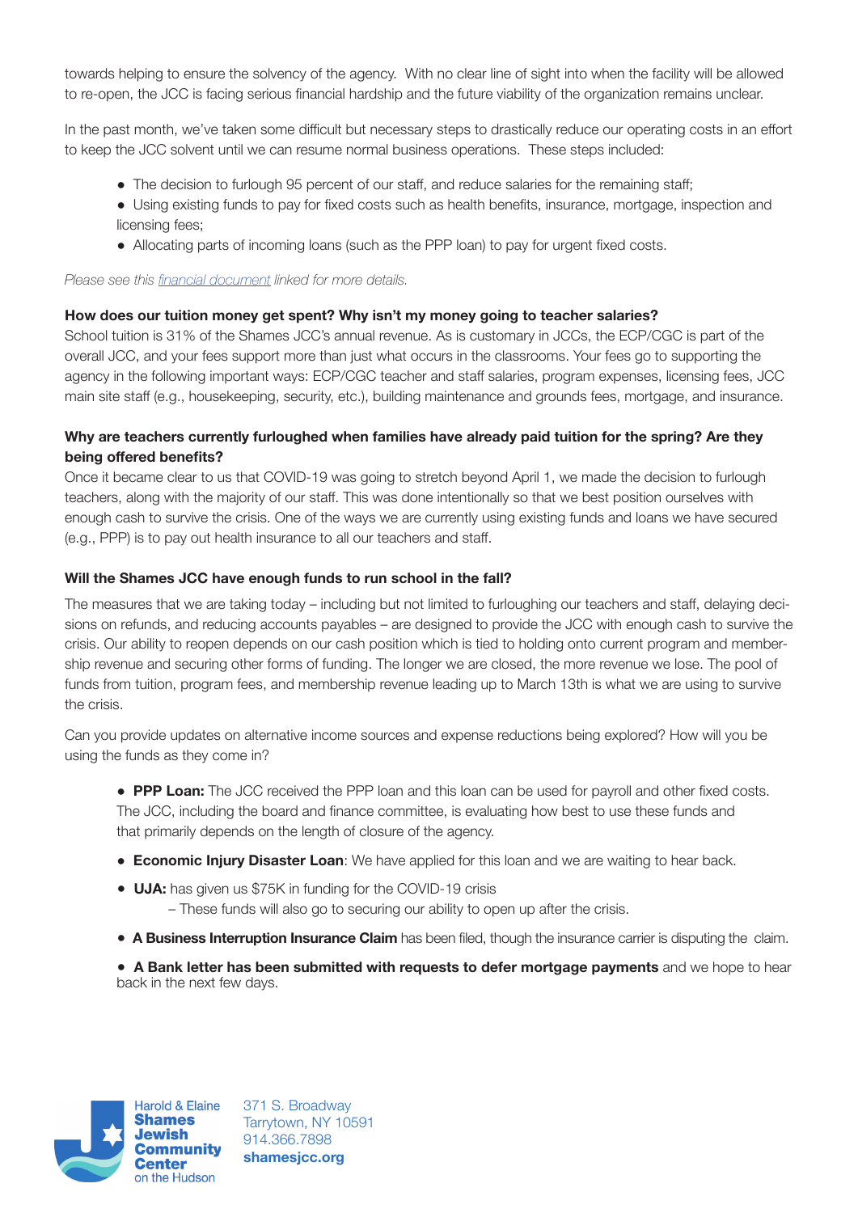towards helping to ensure the solvency of the agency. With no clear line of sight into when the facility will be allowed to re-open, the JCC is facing serious financial hardship and the future viability of the organization remains unclear.

In the past month, we've taken some difficult but necessary steps to drastically reduce our operating costs in an effort to keep the JCC solvent until we can resume normal business operations. These steps included:

- The decision to furlough 95 percent of our staff, and reduce salaries for the remaining staff;
- Using existing funds to pay for fixed costs such as health benefits, insurance, mortgage, inspection and licensing fees;
- Allocating parts of incoming loans (such as the PPP loan) to pay for urgent fixed costs.

*Please see this financial document linked for more details.*

**How does our tuition money get spent? Why isn't my money going to teacher salaries?**
School tuition is 31% of the Shames JCC's annual revenue. As is customary in JCCs, the ECP/CGC is part of the overall JCC, and your fees support more than just what occurs in the classrooms. Your fees go to supporting the agency in the following important ways: ECP/CGC teacher and staff salaries, program expenses, licensing fees, JCC main site staff (e.g., housekeeping, security, etc.), building maintenance and grounds fees, mortgage, and insurance.

**Why are teachers currently furloughed when families have already paid tuition for the spring? Are they being offered benefits?**
Once it became clear to us that COVID-19 was going to stretch beyond April 1, we made the decision to furlough teachers, along with the majority of our staff. This was done intentionally so that we best position ourselves with enough cash to survive the crisis. One of the ways we are currently using existing funds and loans we have secured (e.g., PPP) is to pay out health insurance to all our teachers and staff.

**Will the Shames JCC have enough funds to run school in the fall?**

The measures that we are taking today – including but not limited to furloughing our teachers and staff, delaying decisions on refunds, and reducing accounts payables – are designed to provide the JCC with enough cash to survive the crisis. Our ability to reopen depends on our cash position which is tied to holding onto current program and membership revenue and securing other forms of funding. The longer we are closed, the more revenue we lose. The pool of funds from tuition, program fees, and membership revenue leading up to March 13th is what we are using to survive the crisis.

Can you provide updates on alternative income sources and expense reductions being explored? How will you be using the funds as they come in?

- **PPP Loan:** The JCC received the PPP loan and this loan can be used for payroll and other fixed costs. The JCC, including the board and finance committee, is evaluating how best to use these funds and that primarily depends on the length of closure of the agency.
- **Economic Injury Disaster Loan**: We have applied for this loan and we are waiting to hear back.
- **UJA:** has given us $75K in funding for the COVID-19 crisis
  - These funds will also go to securing our ability to open up after the crisis.
- **A Business Interruption Insurance Claim** has been filed, though the insurance carrier is disputing the claim.
- **A Bank letter has been submitted with requests to defer mortgage payments** and we hope to hear back in the next few days.

Harold & Elaine **Shames Jewish Community Center** on the Hudson

371 S. Broadway
Tarrytown, NY 10591
914.366.7898
**shamesjcc.org**